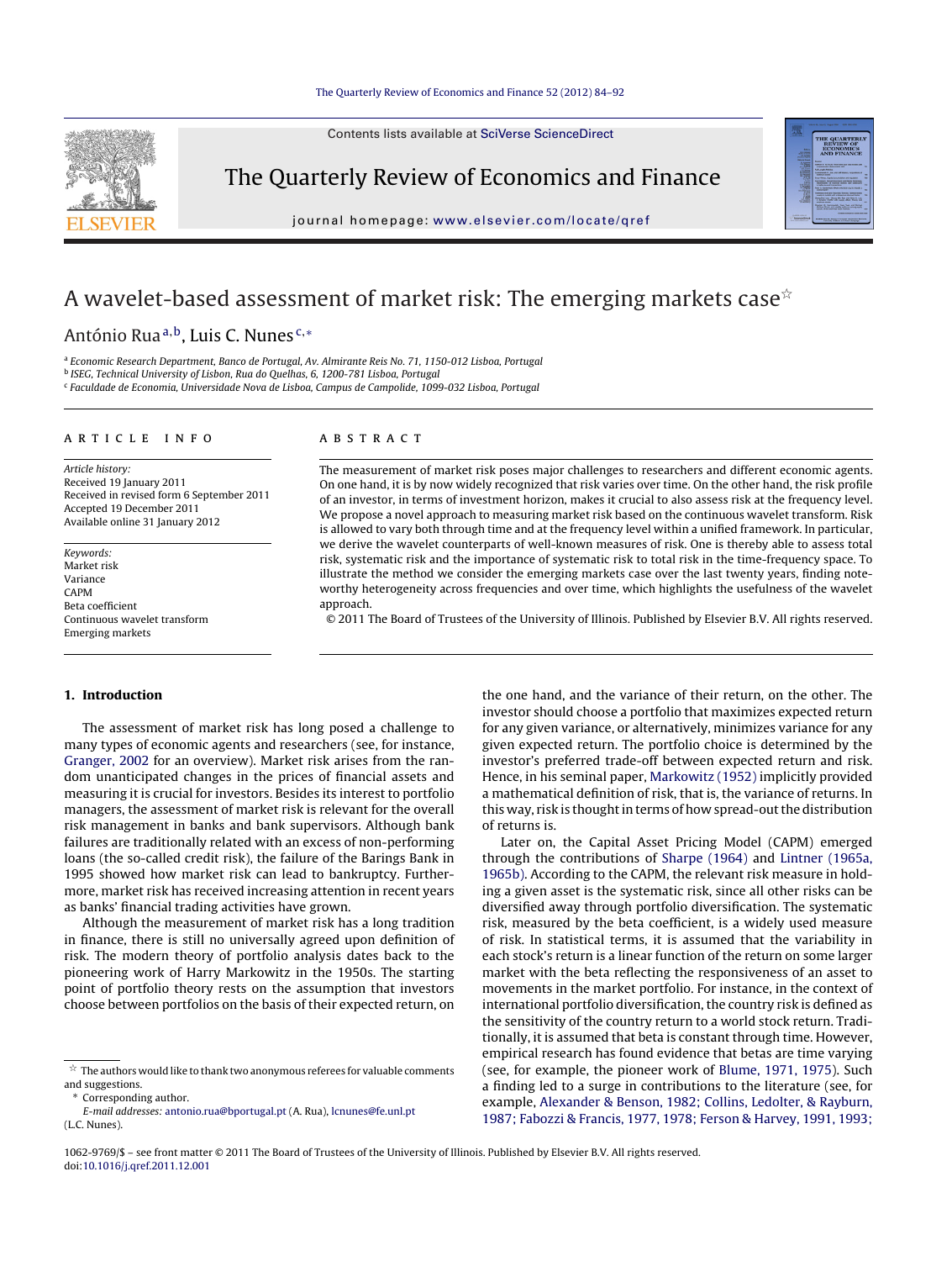# A wavelet-based assessment of market risk: The emerging markets case☆

António Rua [a,b], Luis C. Nunes [c,*]

[a] Economic Research Department, Banco de Portugal, Av. Almirante Reis No. 71, 1150-012 Lisboa, Portugal
[b] ISEG, Technical University of Lisbon, Rua do Quelhas, 6, 1200-781 Lisboa, Portugal
[c] Faculdade de Economia, Universidade Nova de Lisboa, Campus de Campolide, 1099-032 Lisboa, Portugal

## ARTICLE INFO

*Article history:*
Received 19 January 2011
Received in revised form 6 September 2011
Accepted 19 December 2011
Available online 31 January 2012

*Keywords:*
Market risk
Variance
CAPM
Beta coefficient
Continuous wavelet transform
Emerging markets

## ABSTRACT

The measurement of market risk poses major challenges to researchers and different economic agents. On one hand, it is by now widely recognized that risk varies over time. On the other hand, the risk profile of an investor, in terms of investment horizon, makes it crucial to also assess risk at the frequency level. We propose a novel approach to measuring market risk based on the continuous wavelet transform. Risk is allowed to vary both through time and at the frequency level within a unified framework. In particular, we derive the wavelet counterparts of well-known measures of risk. One is thereby able to assess total risk, systematic risk and the importance of systematic risk to total risk in the time-frequency space. To illustrate the method we consider the emerging markets case over the last twenty years, finding noteworthy heterogeneity across frequencies and over time, which highlights the usefulness of the wavelet approach.

© 2011 The Board of Trustees of the University of Illinois. Published by Elsevier B.V. All rights reserved.

## 1. Introduction

The assessment of market risk has long posed a challenge to many types of economic agents and researchers (see, for instance, Granger, 2002 for an overview). Market risk arises from the random unanticipated changes in the prices of financial assets and measuring it is crucial for investors. Besides its interest to portfolio managers, the assessment of market risk is relevant for the overall risk management in banks and bank supervisors. Although bank failures are traditionally related with an excess of non-performing loans (the so-called credit risk), the failure of the Barings Bank in 1995 showed how market risk can lead to bankruptcy. Furthermore, market risk has received increasing attention in recent years as banks' financial trading activities have grown.

Although the measurement of market risk has a long tradition in finance, there is still no universally agreed upon definition of risk. The modern theory of portfolio analysis dates back to the pioneering work of Harry Markowitz in the 1950s. The starting point of portfolio theory rests on the assumption that investors choose between portfolios on the basis of their expected return, on the one hand, and the variance of their return, on the other. The investor should choose a portfolio that maximizes expected return for any given variance, or alternatively, minimizes variance for any given expected return. The portfolio choice is determined by the investor's preferred trade-off between expected return and risk. Hence, in his seminal paper, Markowitz (1952) implicitly provided a mathematical definition of risk, that is, the variance of returns. In this way, risk is thought in terms of how spread-out the distribution of returns is.

Later on, the Capital Asset Pricing Model (CAPM) emerged through the contributions of Sharpe (1964) and Lintner (1965a, 1965b). According to the CAPM, the relevant risk measure in holding a given asset is the systematic risk, since all other risks can be diversified away through portfolio diversification. The systematic risk, measured by the beta coefficient, is a widely used measure of risk. In statistical terms, it is assumed that the variability in each stock's return is a linear function of the return on some larger market with the beta reflecting the responsiveness of an asset to movements in the market portfolio. For instance, in the context of international portfolio diversification, the country risk is defined as the sensitivity of the country return to a world stock return. Traditionally, it is assumed that beta is constant through time. However, empirical research has found evidence that betas are time varying (see, for example, the pioneer work of Blume, 1971, 1975). Such a finding led to a surge in contributions to the literature (see, for example, Alexander & Benson, 1982; Collins, Ledolter, & Rayburn, 1987; Fabozzi & Francis, 1977, 1978; Ferson & Harvey, 1991, 1993;

---

☆ The authors would like to thank two anonymous referees for valuable comments and suggestions.

\* Corresponding author.
*E-mail addresses:* antonio.rua@bportugal.pt (A. Rua), lcnunes@fe.unl.pt (L.C. Nunes).

1062-9769/$ – see front matter © 2011 The Board of Trustees of the University of Illinois. Published by Elsevier B.V. All rights reserved.
doi:10.1016/j.qref.2011.12.001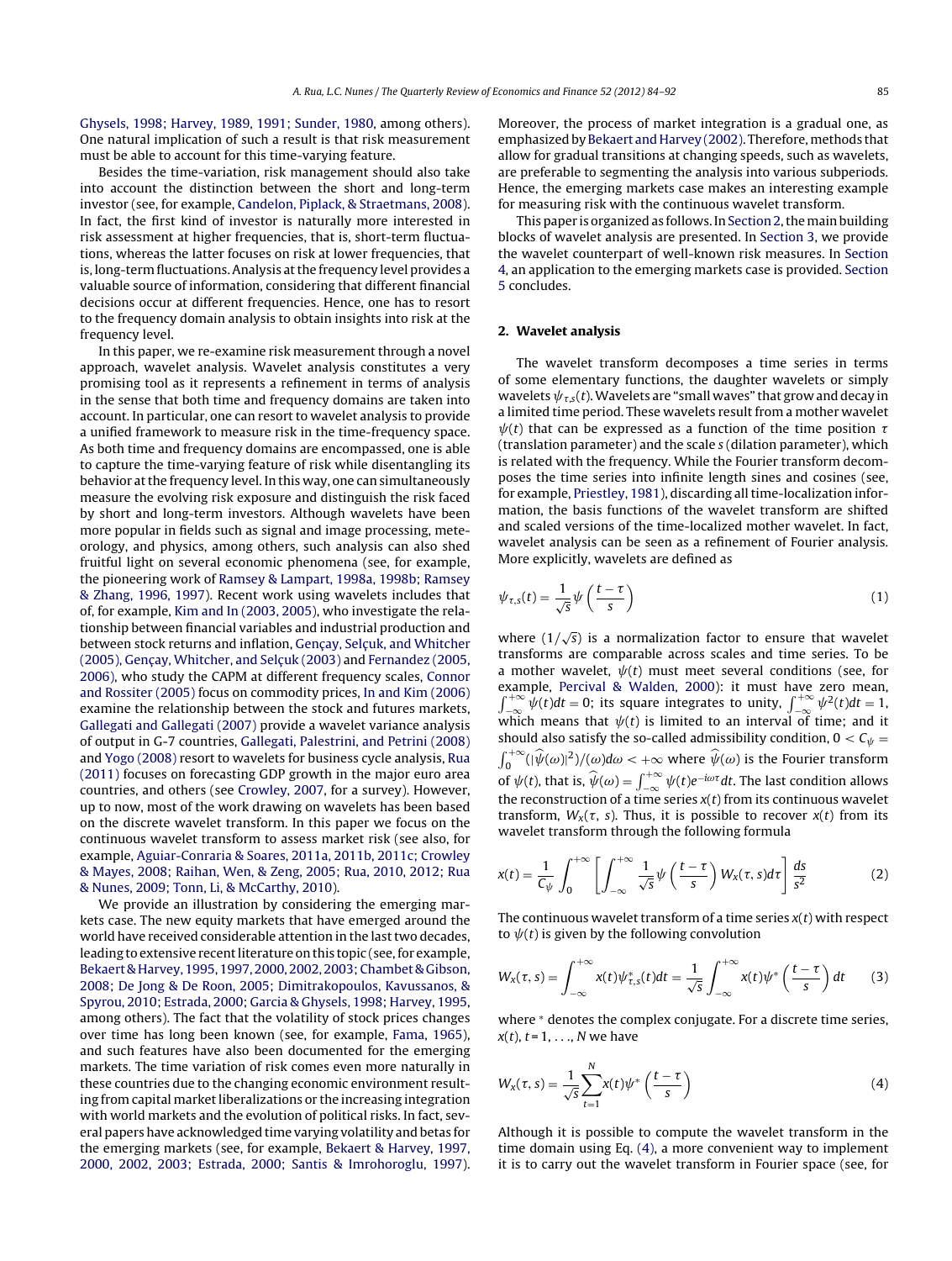Ghysels, 1998; Harvey, 1989, 1991; Sunder, 1980, among others). One natural implication of such a result is that risk measurement must be able to account for this time-varying feature.

Besides the time-variation, risk management should also take into account the distinction between the short and long-term investor (see, for example, Candelon, Piplack, & Straetmans, 2008). In fact, the first kind of investor is naturally more interested in risk assessment at higher frequencies, that is, short-term fluctuations, whereas the latter focuses on risk at lower frequencies, that is, long-term fluctuations. Analysis at the frequency level provides a valuable source of information, considering that different financial decisions occur at different frequencies. Hence, one has to resort to the frequency domain analysis to obtain insights into risk at the frequency level.

In this paper, we re-examine risk measurement through a novel approach, wavelet analysis. Wavelet analysis constitutes a very promising tool as it represents a refinement in terms of analysis in the sense that both time and frequency domains are taken into account. In particular, one can resort to wavelet analysis to provide a unified framework to measure risk in the time-frequency space. As both time and frequency domains are encompassed, one is able to capture the time-varying feature of risk while disentangling its behavior at the frequency level. In this way, one can simultaneously measure the evolving risk exposure and distinguish the risk faced by short and long-term investors. Although wavelets have been more popular in fields such as signal and image processing, meteorology, and physics, among others, such analysis can also shed fruitful light on several economic phenomena (see, for example, the pioneering work of Ramsey & Lampart, 1998a, 1998b; Ramsey & Zhang, 1996, 1997). Recent work using wavelets includes that of, for example, Kim and In (2003, 2005), who investigate the relationship between financial variables and industrial production and between stock returns and inflation, Gençay, Selçuk, and Whitcher (2005), Gençay, Whitcher, and Selçuk (2003) and Fernandez (2005, 2006), who study the CAPM at different frequency scales, Connor and Rossiter (2005) focus on commodity prices, In and Kim (2006) examine the relationship between the stock and futures markets, Gallegati and Gallegati (2007) provide a wavelet variance analysis of output in G-7 countries, Gallegati, Palestrini, and Petrini (2008) and Yogo (2008) resort to wavelets for business cycle analysis, Rua (2011) focuses on forecasting GDP growth in the major euro area countries, and others (see Crowley, 2007, for a survey). However, up to now, most of the work drawing on wavelets has been based on the discrete wavelet transform. In this paper we focus on the continuous wavelet transform to assess market risk (see also, for example, Aguiar-Conraria & Soares, 2011a, 2011b, 2011c; Crowley & Mayes, 2008; Raihan, Wen, & Zeng, 2005; Rua, 2010, 2012; Rua & Nunes, 2009; Tonn, Li, & McCarthy, 2010).

We provide an illustration by considering the emerging markets case. The new equity markets that have emerged around the world have received considerable attention in the last two decades, leading to extensive recent literature on this topic (see, for example, Bekaert & Harvey, 1995, 1997, 2000, 2002, 2003; Chambet & Gibson, 2008; De Jong & De Roon, 2005; Dimitrakopoulos, Kavussanos, & Spyrou, 2010; Estrada, 2000; Garcia & Ghysels, 1998; Harvey, 1995, among others). The fact that the volatility of stock prices changes over time has long been known (see, for example, Fama, 1965), and such features have also been documented for the emerging markets. The time variation of risk comes even more naturally in these countries due to the changing economic environment resulting from capital market liberalizations or the increasing integration with world markets and the evolution of political risks. In fact, several papers have acknowledged time varying volatility and betas for the emerging markets (see, for example, Bekaert & Harvey, 1997, 2000, 2002, 2003; Estrada, 2000; Santis & Imrohoroglu, 1997). Moreover, the process of market integration is a gradual one, as emphasized by Bekaert and Harvey (2002). Therefore, methods that allow for gradual transitions at changing speeds, such as wavelets, are preferable to segmenting the analysis into various subperiods. Hence, the emerging markets case makes an interesting example for measuring risk with the continuous wavelet transform.

This paper is organized as follows. In Section 2, the main building blocks of wavelet analysis are presented. In Section 3, we provide the wavelet counterpart of well-known risk measures. In Section 4, an application to the emerging markets case is provided. Section 5 concludes.

## 2. Wavelet analysis

The wavelet transform decomposes a time series in terms of some elementary functions, the daughter wavelets or simply wavelets $\psi_{\tau,s}(t)$. Wavelets are "small waves" that grow and decay in a limited time period. These wavelets result from a mother wavelet $\psi(t)$ that can be expressed as a function of the time position $\tau$ (translation parameter) and the scale $s$ (dilation parameter), which is related with the frequency. While the Fourier transform decomposes the time series into infinite length sines and cosines (see, for example, Priestley, 1981), discarding all time-localization information, the basis functions of the wavelet transform are shifted and scaled versions of the time-localized mother wavelet. In fact, wavelet analysis can be seen as a refinement of Fourier analysis. More explicitly, wavelets are defined as

$$\psi_{\tau,s}(t) = \frac{1}{\sqrt{s}}\psi\left(\frac{t-\tau}{s}\right) \tag{1}$$

where $(1/\sqrt{s})$ is a normalization factor to ensure that wavelet transforms are comparable across scales and time series. To be a mother wavelet, $\psi(t)$ must meet several conditions (see, for example, Percival & Walden, 2000): it must have zero mean, $\int_{-\infty}^{+\infty}\psi(t)dt = 0$; its square integrates to unity, $\int_{-\infty}^{+\infty}\psi^2(t)dt = 1$, which means that $\psi(t)$ is limited to an interval of time; and it should also satisfy the so-called admissibility condition, $0 < C_\psi = \int_0^{+\infty}(|\widehat{\psi}(\omega)|^2)/(\omega)d\omega < +\infty$ where $\widehat{\psi}(\omega)$ is the Fourier transform of $\psi(t)$, that is, $\widehat{\psi}(\omega) = \int_{-\infty}^{+\infty}\psi(t)e^{-i\omega\tau}dt$. The last condition allows the reconstruction of a time series $x(t)$ from its continuous wavelet transform, $W_x(\tau, s)$. Thus, it is possible to recover $x(t)$ from its wavelet transform through the following formula

$$x(t) = \frac{1}{C_\psi}\int_0^{+\infty}\left[\int_{-\infty}^{+\infty}\frac{1}{\sqrt{s}}\psi\left(\frac{t-\tau}{s}\right)W_x(\tau, s)d\tau\right]\frac{ds}{s^2} \tag{2}$$

The continuous wavelet transform of a time series $x(t)$ with respect to $\psi(t)$ is given by the following convolution

$$W_x(\tau, s) = \int_{-\infty}^{+\infty}x(t)\psi_{\tau,s}^*(t)dt = \frac{1}{\sqrt{s}}\int_{-\infty}^{+\infty}x(t)\psi^*\left(\frac{t-\tau}{s}\right)dt \tag{3}$$

where $^*$ denotes the complex conjugate. For a discrete time series, $x(t)$, $t = 1, \ldots, N$ we have

$$W_x(\tau, s) = \frac{1}{\sqrt{s}}\sum_{t=1}^{N}x(t)\psi^*\left(\frac{t-\tau}{s}\right) \tag{4}$$

Although it is possible to compute the wavelet transform in the time domain using Eq. (4), a more convenient way to implement it is to carry out the wavelet transform in Fourier space (see, for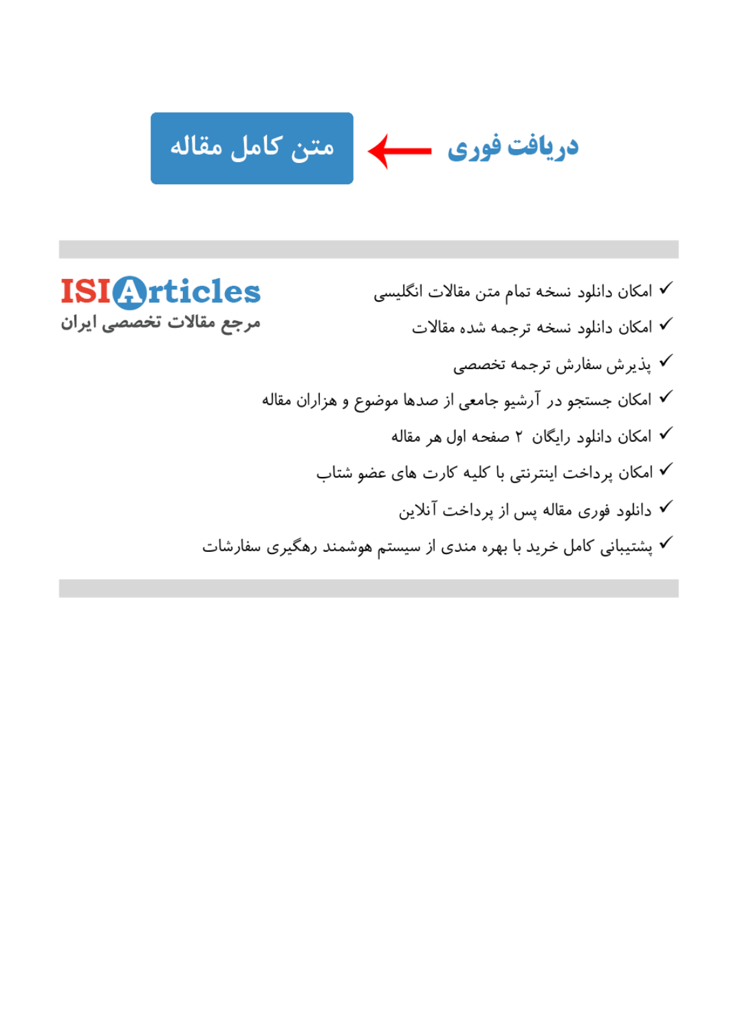دریافت فوری ← **متن کامل مقاله**

**ISIArticles**
مرجع مقالات تخصصی ایران

- ✓ امکان دانلود نسخه تمام متن مقالات انگلیسی
- ✓ امکان دانلود نسخه ترجمه شده مقالات
- ✓ پذیرش سفارش ترجمه تخصصی
- ✓ امکان جستجو در آرشیو جامعی از صدها موضوع و هزاران مقاله
- ✓ امکان دانلود رایگان ۲ صفحه اول هر مقاله
- ✓ امکان پرداخت اینترنتی با کلیه کارت های عضو شتاب
- ✓ دانلود فوری مقاله پس از پرداخت آنلاین
- ✓ پشتیبانی کامل خرید با بهره مندی از سیستم هوشمند رهگیری سفارشات